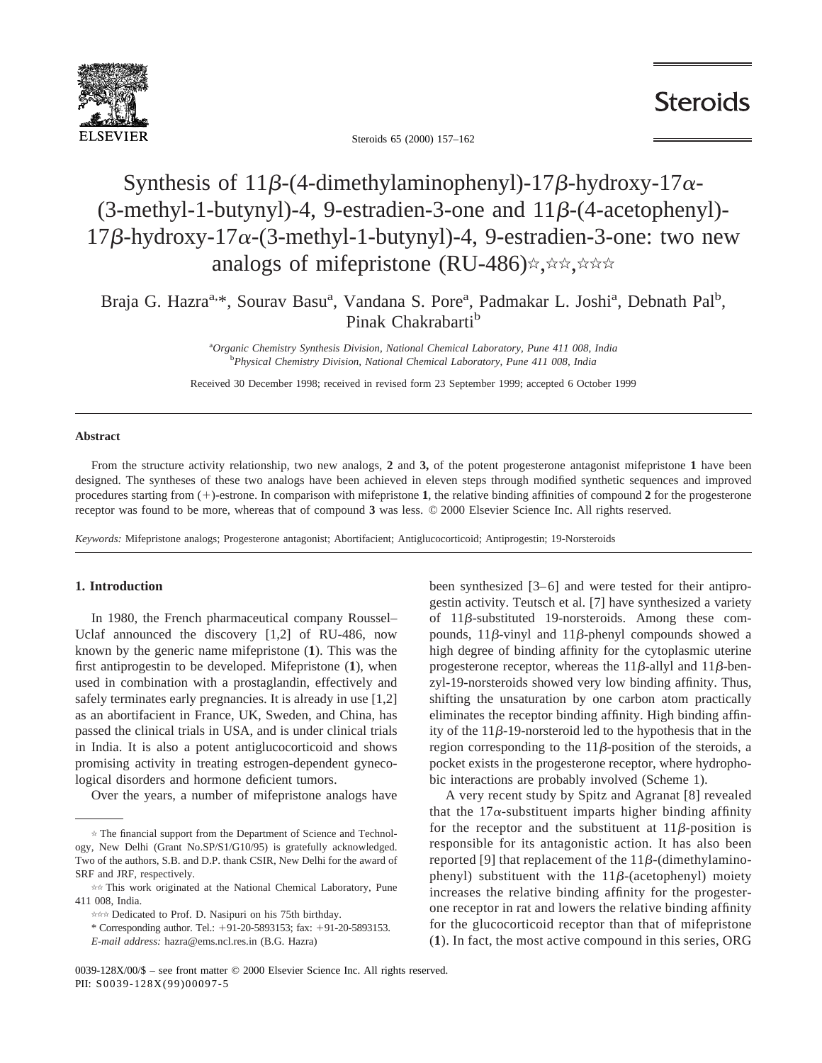# Synthesis of 11β-(4-dimethylaminophenyl)-17β-hydroxy-17α-(3-methyl-1-butynyl)-4, 9-estradien-3-one and 11β-(4-acetophenyl)-17β-hydroxy-17α-(3-methyl-1-butynyl)-4, 9-estradien-3-one: two new analogs of mifepristone (RU-486)☆,☆☆,☆☆☆

Braja G. Hazra[a,*], Sourav Basu[a], Vandana S. Pore[a], Padmakar L. Joshi[a], Debnath Pal[b], Pinak Chakrabarti[b]

[a] *Organic Chemistry Synthesis Division, National Chemical Laboratory, Pune 411 008, India*
[b] *Physical Chemistry Division, National Chemical Laboratory, Pune 411 008, India*

Received 30 December 1998; received in revised form 23 September 1999; accepted 6 October 1999

## Abstract

From the structure activity relationship, two new analogs, **2** and **3,** of the potent progesterone antagonist mifepristone **1** have been designed. The syntheses of these two analogs have been achieved in eleven steps through modified synthetic sequences and improved procedures starting from (+)-estrone. In comparison with mifepristone **1**, the relative binding affinities of compound **2** for the progesterone receptor was found to be more, whereas that of compound **3** was less. © 2000 Elsevier Science Inc. All rights reserved.

*Keywords:* Mifepristone analogs; Progesterone antagonist; Abortifacient; Antiglucocorticoid; Antiprogestin; 19-Norsteroids

## 1. Introduction

In 1980, the French pharmaceutical company Roussel–Uclaf announced the discovery [1,2] of RU-486, now known by the generic name mifepristone (**1**). This was the first antiprogestin to be developed. Mifepristone (**1**), when used in combination with a prostaglandin, effectively and safely terminates early pregnancies. It is already in use [1,2] as an abortifacient in France, UK, Sweden, and China, has passed the clinical trials in USA, and is under clinical trials in India. It is also a potent antiglucocorticoid and shows promising activity in treating estrogen-dependent gynecological disorders and hormone deficient tumors.

Over the years, a number of mifepristone analogs have been synthesized [3–6] and were tested for their antiprogestin activity. Teutsch et al. [7] have synthesized a variety of 11β-substituted 19-norsteroids. Among these compounds, 11β-vinyl and 11β-phenyl compounds showed a high degree of binding affinity for the cytoplasmic uterine progesterone receptor, whereas the 11β-allyl and 11β-benzyl-19-norsteroids showed very low binding affinity. Thus, shifting the unsaturation by one carbon atom practically eliminates the receptor binding affinity. High binding affinity of the 11β-19-norsteroid led to the hypothesis that in the region corresponding to the 11β-position of the steroids, a pocket exists in the progesterone receptor, where hydrophobic interactions are probably involved (Scheme 1).

A very recent study by Spitz and Agranat [8] revealed that the 17α-substituent imparts higher binding affinity for the receptor and the substituent at 11β-position is responsible for its antagonistic action. It has also been reported [9] that replacement of the 11β-(dimethylaminophenyl) substituent with the 11β-(acetophenyl) moiety increases the relative binding affinity for the progesterone receptor in rat and lowers the relative binding affinity for the glucocorticoid receptor than that of mifepristone (**1**). In fact, the most active compound in this series, ORG

☆ The financial support from the Department of Science and Technology, New Delhi (Grant No.SP/S1/G10/95) is gratefully acknowledged. Two of the authors, S.B. and D.P. thank CSIR, New Delhi for the award of SRF and JRF, respectively.

☆☆ This work originated at the National Chemical Laboratory, Pune 411 008, India.

☆☆☆ Dedicated to Prof. D. Nasipuri on his 75th birthday.

\* Corresponding author. Tel.: +91-20-5893153; fax: +91-20-5893153.
*E-mail address:* hazra@ems.ncl.res.in (B.G. Hazra)

0039-128X/00/$ – see front matter © 2000 Elsevier Science Inc. All rights reserved.
PII: S0039-128X(99)00097-5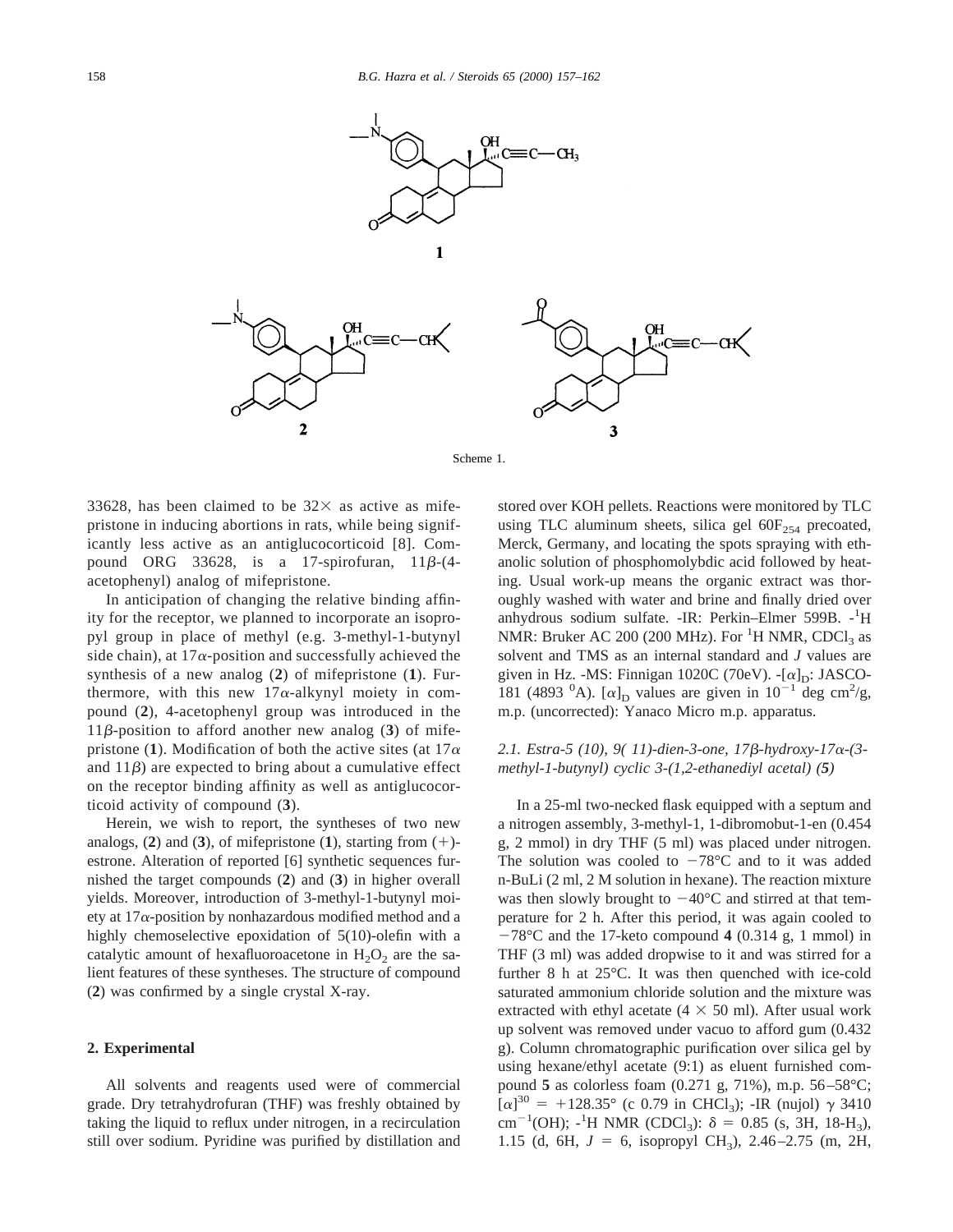Scheme 1.

33628, has been claimed to be 32× as active as mifepristone in inducing abortions in rats, while being significantly less active as an antiglucocorticoid [8]. Compound ORG 33628, is a 17-spirofuran, 11β-(4-acetophenyl) analog of mifepristone.

In anticipation of changing the relative binding affinity for the receptor, we planned to incorporate an isopropyl group in place of methyl (e.g. 3-methyl-1-butynyl side chain), at 17α-position and successfully achieved the synthesis of a new analog (**2**) of mifepristone (**1**). Furthermore, with this new 17α-alkynyl moiety in compound (**2**), 4-acetophenyl group was introduced in the 11β-position to afford another new analog (**3**) of mifepristone (**1**). Modification of both the active sites (at 17α and 11β) are expected to bring about a cumulative effect on the receptor binding affinity as well as antiglucocorticoid activity of compound (**3**).

Herein, we wish to report, the syntheses of two new analogs, (**2**) and (**3**), of mifepristone (**1**), starting from (+)-estrone. Alteration of reported [6] synthetic sequences furnished the target compounds (**2**) and (**3**) in higher overall yields. Moreover, introduction of 3-methyl-1-butynyl moiety at 17α-position by nonhazardous modified method and a highly chemoselective epoxidation of 5(10)-olefin with a catalytic amount of hexafluoroacetone in $H_2O_2$ are the salient features of these syntheses. The structure of compound (**2**) was confirmed by a single crystal X-ray.

## 2. Experimental

All solvents and reagents used were of commercial grade. Dry tetrahydrofuran (THF) was freshly obtained by taking the liquid to reflux under nitrogen, in a recirculation still over sodium. Pyridine was purified by distillation and stored over KOH pellets. Reactions were monitored by TLC using TLC aluminum sheets, silica gel $60F_{254}$ precoated, Merck, Germany, and locating the spots spraying with ethanolic solution of phosphomolybdic acid followed by heating. Usual work-up means the organic extract was thoroughly washed with water and brine and finally dried over anhydrous sodium sulfate. -IR: Perkin–Elmer 599B. -$^1$H NMR: Bruker AC 200 (200 MHz). For $^1$H NMR, $CDCl_3$ as solvent and TMS as an internal standard and *J* values are given in Hz. -MS: Finnigan 1020C (70eV). -$[\alpha]_D$: JASCO-181 (4893 $^0$A). $[\alpha]_D$ values are given in $10^{-1}$ deg cm$^2$/g, m.p. (uncorrected): Yanaco Micro m.p. apparatus.

### *2.1. Estra-5 (10), 9( 11)-dien-3-one, 17β-hydroxy-17α-(3-methyl-1-butynyl) cyclic 3-(1,2-ethanediyl acetal) (5)*

In a 25-ml two-necked flask equipped with a septum and a nitrogen assembly, 3-methyl-1, 1-dibromobut-1-en (0.454 g, 2 mmol) in dry THF (5 ml) was placed under nitrogen. The solution was cooled to −78°C and to it was added n-BuLi (2 ml, 2 M solution in hexane). The reaction mixture was then slowly brought to −40°C and stirred at that temperature for 2 h. After this period, it was again cooled to −78°C and the 17-keto compound **4** (0.314 g, 1 mmol) in THF (3 ml) was added dropwise to it and was stirred for a further 8 h at 25°C. It was then quenched with ice-cold saturated ammonium chloride solution and the mixture was extracted with ethyl acetate (4 × 50 ml). After usual work up solvent was removed under vacuo to afford gum (0.432 g). Column chromatographic purification over silica gel by using hexane/ethyl acetate (9:1) as eluent furnished compound **5** as colorless foam (0.271 g, 71%), m.p. 56–58°C; $[\alpha]^{30}$ = +128.35° (c 0.79 in $CHCl_3$); -IR (nujol) γ 3410 cm$^{-1}$(OH); -$^1$H NMR ($CDCl_3$): δ = 0.85 (s, 3H, 18-$H_3$), 1.15 (d, 6H, *J* = 6, isopropyl $CH_3$), 2.46–2.75 (m, 2H,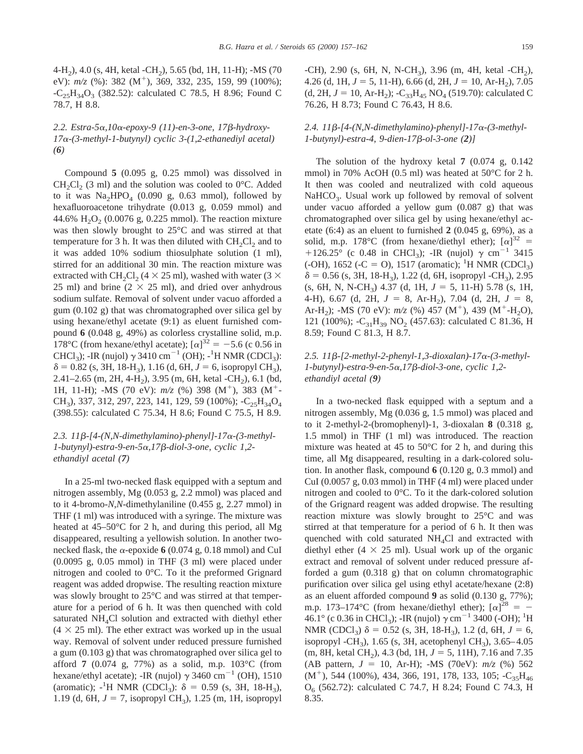4-$H_2$), 4.0 (s, 4H, ketal -$CH_2$), 5.65 (bd, 1H, 11-H); -MS (70 eV): $m/z$ (%): 382 ($M^+$), 369, 332, 235, 159, 99 (100%); -$C_{25}H_{34}O_3$ (382.52): calculated C 78.5, H 8.96; Found C 78.7, H 8.8.

### 2.2. Estra-5α,10α-epoxy-9 (11)-en-3-one, 17β-hydroxy-17α-(3-methyl-1-butynyl) cyclic 3-(1,2-ethanediyl acetal) (6)

Compound **5** (0.095 g, 0.25 mmol) was dissolved in $CH_2Cl_2$ (3 ml) and the solution was cooled to 0°C. Added to it was $Na_2HPO_4$ (0.090 g, 0.63 mmol), followed by hexafluoroacetone trihydrate (0.013 g, 0.059 mmol) and 44.6% $H_2O_2$ (0.0076 g, 0.225 mmol). The reaction mixture was then slowly brought to 25°C and was stirred at that temperature for 3 h. It was then diluted with $CH_2Cl_2$ and to it was added 10% sodium thiosulphate solution (1 ml), stirred for an additional 30 min. The reaction mixture was extracted with $CH_2Cl_2$ (4 × 25 ml), washed with water (3 × 25 ml) and brine (2 × 25 ml), and dried over anhydrous sodium sulfate. Removal of solvent under vacuo afforded a gum (0.102 g) that was chromatographed over silica gel by using hexane/ethyl acetate (9:1) as eluent furnished compound **6** (0.048 g, 49%) as colorless crystalline solid, m.p. 178°C (from hexane/ethyl acetate); $[\alpha]^{32} = -5.6$ (c 0.56 in $CHCl_3$); -IR (nujol) γ 3410 $cm^{-1}$ (OH); -$^1$H NMR ($CDCl_3$): δ = 0.82 (s, 3H, 18-$H_3$), 1.16 (d, 6H, $J = 6$, isopropyl $CH_3$), 2.41–2.65 (m, 2H, 4-$H_2$), 3.95 (m, 6H, ketal -$CH_2$), 6.1 (bd, 1H, 11-H); -MS (70 eV): $m/z$ (%) 398 ($M^+$), 383 ($M^+$-$CH_3$), 337, 312, 297, 223, 141, 129, 59 (100%); -$C_{25}H_{34}O_4$ (398.55): calculated C 75.34, H 8.6; Found C 75.5, H 8.9.

### 2.3. 11β-[4-(N,N-dimethylamino)-phenyl]-17α-(3-methyl-1-butynyl)-estra-9-en-5α,17β-diol-3-one, cyclic 1,2-ethandiyl acetal (7)

In a 25-ml two-necked flask equipped with a septum and nitrogen assembly, Mg (0.053 g, 2.2 mmol) was placed and to it 4-bromo-*N,N*-dimethylaniline (0.455 g, 2.27 mmol) in THF (1 ml) was introduced with a syringe. The mixture was heated at 45–50°C for 2 h, and during this period, all Mg disappeared, resulting a yellowish solution. In another two-necked flask, the α-epoxide **6** (0.074 g, 0.18 mmol) and CuI (0.0095 g, 0.05 mmol) in THF (3 ml) were placed under nitrogen and cooled to 0°C. To it the preformed Grignard reagent was added dropwise. The resulting reaction mixture was slowly brought to 25°C and was stirred at that temperature for a period of 6 h. It was then quenched with cold saturated $NH_4Cl$ solution and extracted with diethyl ether (4 × 25 ml). The ether extract was worked up in the usual way. Removal of solvent under reduced pressure furnished a gum (0.103 g) that was chromatographed over silica gel to afford **7** (0.074 g, 77%) as a solid, m.p. 103°C (from hexane/ethyl acetate); -IR (nujol) γ 3460 $cm^{-1}$ (OH), 1510 (aromatic); -$^1$H NMR ($CDCl_3$): δ = 0.59 (s, 3H, 18-$H_3$), 1.19 (d, 6H, $J = 7$, isopropyl $CH_3$), 1.25 (m, 1H, isopropyl -CH), 2.90 (s, 6H, N, N-$CH_3$), 3.96 (m, 4H, ketal -$CH_2$), 4.26 (d, 1H, $J = 5$, 11-H), 6.66 (d, 2H, $J = 10$, Ar-$H_2$), 7.05 (d, 2H, $J = 10$, Ar-$H_2$); -$C_{33}H_{45}NO_4$ (519.70): calculated C 76.26, H 8.73; Found C 76.43, H 8.6.

### 2.4. 11β-[4-(N,N-dimethylamino)-phenyl]-17α-(3-methyl-1-butynyl)-estra-4, 9-dien-17β-ol-3-one (2)]

The solution of the hydroxy ketal **7** (0.074 g, 0.142 mmol) in 70% AcOH (0.5 ml) was heated at 50°C for 2 h. It then was cooled and neutralized with cold aqueous $NaHCO_3$. Usual work up followed by removal of solvent under vacuo afforded a yellow gum (0.087 g) that was chromatographed over silica gel by using hexane/ethyl acetate (6:4) as an eluent to furnished **2** (0.045 g, 69%), as a solid, m.p. 178°C (from hexane/diethyl ether); $[\alpha]^{32} = +126.25°$ (c 0.48 in $CHCl_3$); -IR (nujol) γ $cm^{-1}$ 3415 (-OH), 1652 (-C = O), 1517 (aromatic); $^1$H NMR ($CDCl_3$) δ = 0.56 (s, 3H, 18-$H_3$), 1.22 (d, 6H, isopropyl -$CH_3$), 2.95 (s, 6H, N, N-$CH_3$) 4.37 (d, 1H, $J = 5$, 11-H) 5.78 (s, 1H, 4-H), 6.67 (d, 2H, $J = 8$, Ar-$H_2$), 7.04 (d, 2H, $J = 8$, Ar-$H_2$); -MS (70 eV): $m/z$ (%) 457 ($M^+$), 439 ($M^+$-$H_2O$), 121 (100%); -$C_{31}H_{39}NO_2$ (457.63): calculated C 81.36, H 8.59; Found C 81.3, H 8.7.

### 2.5. 11β-[2-methyl-2-phenyl-1,3-dioxalan)-17α-(3-methyl-1-butynyl)-estra-9-en-5α,17β-diol-3-one, cyclic 1,2-ethandiyl acetal (9)

In a two-necked flask equipped with a septum and a nitrogen assembly, Mg (0.036 g, 1.5 mmol) was placed and to it 2-methyl-2-(bromophenyl)-1, 3-dioxalan **8** (0.318 g, 1.5 mmol) in THF (1 ml) was introduced. The reaction mixture was heated at 45 to 50°C for 2 h, and during this time, all Mg disappeared, resulting in a dark-colored solution. In another flask, compound **6** (0.120 g, 0.3 mmol) and CuI (0.0057 g, 0.03 mmol) in THF (4 ml) were placed under nitrogen and cooled to 0°C. To it the dark-colored solution of the Grignard reagent was added dropwise. The resulting reaction mixture was slowly brought to 25°C and was stirred at that temperature for a period of 6 h. It then was quenched with cold saturated $NH_4Cl$ and extracted with diethyl ether (4 × 25 ml). Usual work up of the organic extract and removal of solvent under reduced pressure afforded a gum (0.318 g) that on column chromatographic purification over silica gel using ethyl acetate/hexane (2:8) as an eluent afforded compound **9** as solid (0.130 g, 77%); m.p. 173–174°C (from hexane/diethyl ether); $[\alpha]^{28} = -46.1°$ (c 0.36 in $CHCl_3$); -IR (nujol) γ $cm^{-1}$ 3400 (-OH); $^1$H NMR ($CDCl_3$) δ = 0.52 (s, 3H, 18-$H_3$), 1.2 (d, 6H, $J = 6$, isopropyl -$CH_3$), 1.65 (s, 3H, acetophenyl $CH_3$), 3.65–4.05 (m, 8H, ketal $CH_2$), 4.3 (bd, 1H, $J = 5$, 11H), 7.16 and 7.35 (AB pattern, $J = 10$, Ar-H); -MS (70eV): $m/z$ (%) 562 ($M^+$), 544 (100%), 434, 366, 191, 178, 133, 105; -$C_{35}H_{46}O_6$ (562.72): calculated C 74.7, H 8.24; Found C 74.3, H 8.35.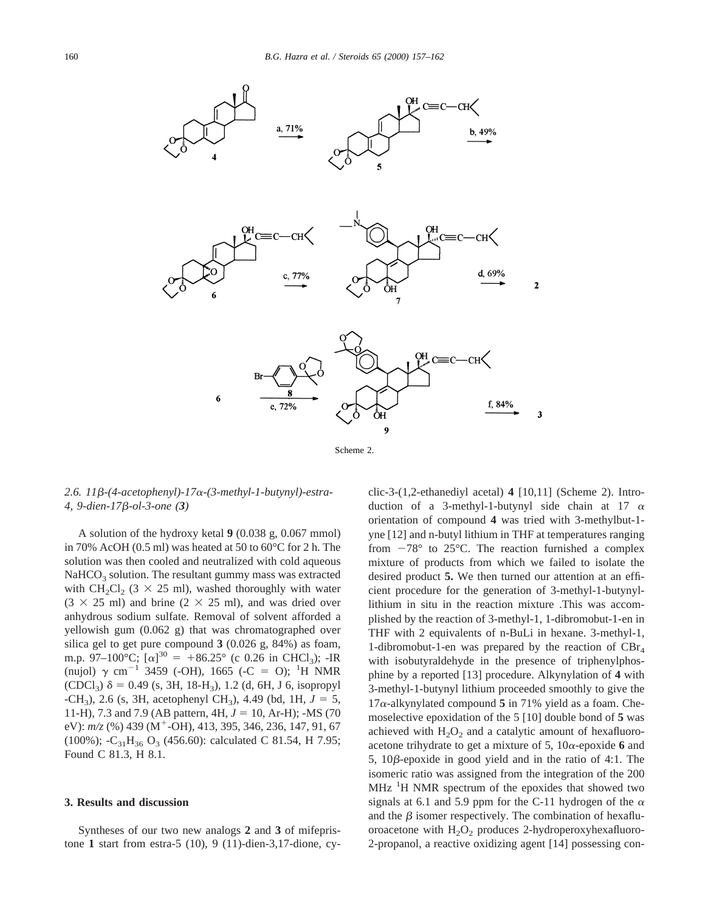Scheme 2.

### 2.6. 11β-(4-acetophenyl)-17α-(3-methyl-1-butynyl)-estra-4, 9-dien-17β-ol-3-one (*3*)

A solution of the hydroxy ketal **9** (0.038 g, 0.067 mmol) in 70% AcOH (0.5 ml) was heated at 50 to 60°C for 2 h. The solution was then cooled and neutralized with cold aqueous $NaHCO_3$ solution. The resultant gummy mass was extracted with $CH_2Cl_2$ ($3 \times 25$ ml), washed thoroughly with water ($3 \times 25$ ml) and brine ($2 \times 25$ ml), and was dried over anhydrous sodium sulfate. Removal of solvent afforded a yellowish gum (0.062 g) that was chromatographed over silica gel to get pure compound **3** (0.026 g, 84%) as foam, m.p. 97–100°C; $[\alpha]^{30} = +86.25°$ (c 0.26 in $CHCl_3$); -IR (nujol) $\gamma$ $cm^{-1}$ 3459 (-OH), 1665 (-C = O); $^1H$ NMR ($CDCl_3$) $\delta = 0.49$ (s, 3H, 18-$H_3$), 1.2 (d, 6H, J 6, isopropyl -$CH_3$), 2.6 (s, 3H, acetophenyl $CH_3$), 4.49 (bd, 1H, $J = 5$, 11-H), 7.3 and 7.9 (AB pattern, 4H, $J = 10$, Ar-H); -MS (70 eV): *m/z* (%) 439 ($M^+$-OH), 413, 395, 346, 236, 147, 91, 67 (100%); -$C_{31}H_{36}O_3$ (456.60): calculated C 81.54, H 7.95; Found C 81.3, H 8.1.

## 3. Results and discussion

Syntheses of our two new analogs **2** and **3** of mifepristone **1** start from estra-5 (10), 9 (11)-dien-3,17-dione, cyclic-3-(1,2-ethanediyl acetal) **4** [10,11] (Scheme 2). Introduction of a 3-methyl-1-butynyl side chain at 17 $\alpha$ orientation of compound **4** was tried with 3-methylbut-1-yne [12] and n-butyl lithium in THF at temperatures ranging from −78° to 25°C. The reaction furnished a complex mixture of products from which we failed to isolate the desired product **5.** We then turned our attention at an efficient procedure for the generation of 3-methyl-1-butynyllithium in situ in the reaction mixture .This was accomplished by the reaction of 3-methyl-1, 1-dibromobut-1-en in THF with 2 equivalents of n-BuLi in hexane. 3-methyl-1, 1-dibromobut-1-en was prepared by the reaction of $CBr_4$ with isobutyraldehyde in the presence of triphenylphosphine by a reported [13] procedure. Alkynylation of **4** with 3-methyl-1-butynyl lithium proceeded smoothly to give the 17$\alpha$-alkynylated compound **5** in 71% yield as a foam. Chemoselective epoxidation of the 5 [10] double bond of **5** was achieved with $H_2O_2$ and a catalytic amount of hexafluoroacetone trihydrate to get a mixture of 5, 10$\alpha$-epoxide **6** and 5, 10$\beta$-epoxide in good yield and in the ratio of 4:1. The isomeric ratio was assigned from the integration of the 200 MHz $^1H$ NMR spectrum of the epoxides that showed two signals at 6.1 and 5.9 ppm for the C-11 hydrogen of the $\alpha$ and the $\beta$ isomer respectively. The combination of hexafluoroacetone with $H_2O_2$ produces 2-hydroperoxyhexafluoro-2-propanol, a reactive oxidizing agent [14] possessing con-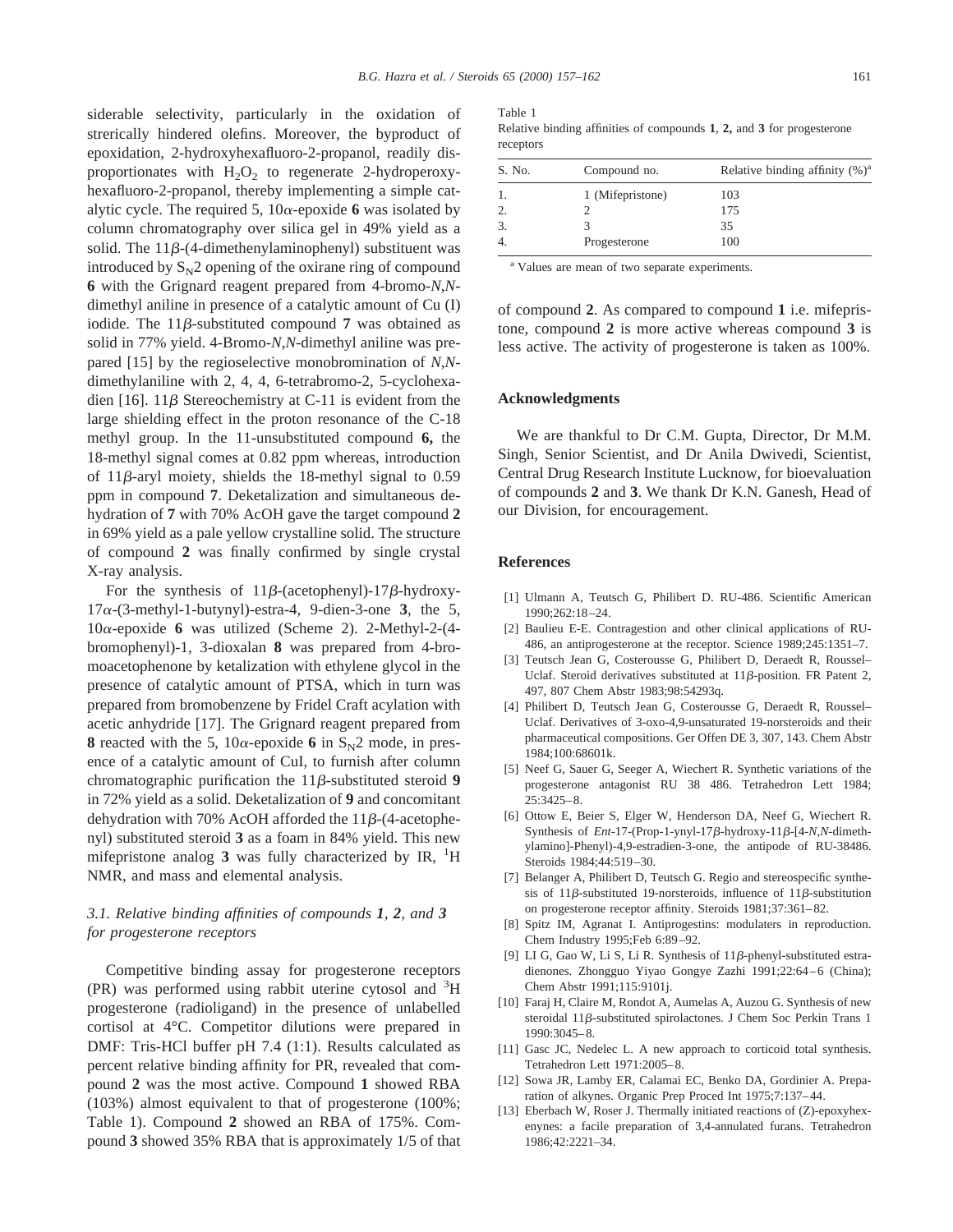siderable selectivity, particularly in the oxidation of strerically hindered olefins. Moreover, the byproduct of epoxidation, 2-hydroxyhexafluoro-2-propanol, readily disproportionates with $H_2O_2$ to regenerate 2-hydroperoxyhexafluoro-2-propanol, thereby implementing a simple catalytic cycle. The required 5, 10α-epoxide **6** was isolated by column chromatography over silica gel in 49% yield as a solid. The 11β-(4-dimethenylaminophenyl) substituent was introduced by $S_N2$ opening of the oxirane ring of compound **6** with the Grignard reagent prepared from 4-bromo-*N*,*N*-dimethyl aniline in presence of a catalytic amount of Cu (I) iodide. The 11β-substituted compound **7** was obtained as solid in 77% yield. 4-Bromo-*N*,*N*-dimethyl aniline was prepared [15] by the regioselective monobromination of *N*,*N*-dimethylaniline with 2, 4, 4, 6-tetrabromo-2, 5-cyclohexadien [16]. 11β Stereochemistry at C-11 is evident from the large shielding effect in the proton resonance of the C-18 methyl group. In the 11-unsubstituted compound **6,** the 18-methyl signal comes at 0.82 ppm whereas, introduction of 11β-aryl moiety, shields the 18-methyl signal to 0.59 ppm in compound **7**. Deketalization and simultaneous dehydration of **7** with 70% AcOH gave the target compound **2** in 69% yield as a pale yellow crystalline solid. The structure of compound **2** was finally confirmed by single crystal X-ray analysis.

For the synthesis of 11β-(acetophenyl)-17β-hydroxy-17α-(3-methyl-1-butynyl)-estra-4, 9-dien-3-one **3**, the 5, 10α-epoxide **6** was utilized (Scheme 2). 2-Methyl-2-(4-bromophenyl)-1, 3-dioxalan **8** was prepared from 4-bromoacetophenone by ketalization with ethylene glycol in the presence of catalytic amount of PTSA, which in turn was prepared from bromobenzene by Fridel Craft acylation with acetic anhydride [17]. The Grignard reagent prepared from **8** reacted with the 5, 10α-epoxide **6** in $S_N2$ mode, in presence of a catalytic amount of CuI, to furnish after column chromatographic purification the 11β-substituted steroid **9** in 72% yield as a solid. Deketalization of **9** and concomitant dehydration with 70% AcOH afforded the 11β-(4-acetophenyl) substituted steroid **3** as a foam in 84% yield. This new mifepristone analog **3** was fully characterized by IR, $^1H$ NMR, and mass and elemental analysis.

### *3.1. Relative binding affinities of compounds 1, 2, and 3 for progesterone receptors*

Competitive binding assay for progesterone receptors (PR) was performed using rabbit uterine cytosol and $^3H$ progesterone (radioligand) in the presence of unlabelled cortisol at 4°C. Competitor dilutions were prepared in DMF: Tris-HCl buffer pH 7.4 (1:1). Results calculated as percent relative binding affinity for PR, revealed that compound **2** was the most active. Compound **1** showed RBA (103%) almost equivalent to that of progesterone (100%; Table 1). Compound **2** showed an RBA of 175%. Compound **3** showed 35% RBA that is approximately 1/5 of that of compound **2**. As compared to compound **1** i.e. mifepristone, compound **2** is more active whereas compound **3** is less active. The activity of progesterone is taken as 100%.

Table 1
Relative binding affinities of compounds **1**, **2,** and **3** for progesterone receptors

| S. No. | Compound no. | Relative binding affinity (%)[a] |
|---|---|---|
| 1. | 1 (Mifepristone) | 103 |
| 2. | 2 | 175 |
| 3. | 3 | 35 |
| 4. | Progesterone | 100 |

[a] Values are mean of two separate experiments.

## Acknowledgments

We are thankful to Dr C.M. Gupta, Director, Dr M.M. Singh, Senior Scientist, and Dr Anila Dwivedi, Scientist, Central Drug Research Institute Lucknow, for bioevaluation of compounds **2** and **3**. We thank Dr K.N. Ganesh, Head of our Division, for encouragement.

## References

[1] Ulmann A, Teutsch G, Philibert D. RU-486. Scientific American 1990;262:18–24.

[2] Baulieu E-E. Contragestion and other clinical applications of RU-486, an antiprogesterone at the receptor. Science 1989;245:1351–7.

[3] Teutsch Jean G, Costerousse G, Philibert D, Deraedt R, Roussel–Uclaf. Steroid derivatives substituted at 11β-position. FR Patent 2, 497, 807 Chem Abstr 1983;98:54293q.

[4] Philibert D, Teutsch Jean G, Costerousse G, Deraedt R, Roussel–Uclaf. Derivatives of 3-oxo-4,9-unsaturated 19-norsteroids and their pharmaceutical compositions. Ger Offen DE 3, 307, 143. Chem Abstr 1984;100:68601k.

[5] Neef G, Sauer G, Seeger A, Wiechert R. Synthetic variations of the progesterone antagonist RU 38 486. Tetrahedron Lett 1984; 25:3425–8.

[6] Ottow E, Beier S, Elger W, Henderson DA, Neef G, Wiechert R. Synthesis of *Ent*-17-(Prop-1-ynyl-17β-hydroxy-11β-[4-*N*,*N*-dimethylamino]-Phenyl)-4,9-estradien-3-one, the antipode of RU-38486. Steroids 1984;44:519–30.

[7] Belanger A, Philibert D, Teutsch G. Regio and stereospecific synthesis of 11β-substituted 19-norsteroids, influence of 11β-substitution on progesterone receptor affinity. Steroids 1981;37:361–82.

[8] Spitz IM, Agranat I. Antiprogestins: modulaters in reproduction. Chem Industry 1995;Feb 6:89–92.

[9] LI G, Gao W, Li S, Li R. Synthesis of 11β-phenyl-substituted estradienones. Zhongguo Yiyao Gongye Zazhi 1991;22:64–6 (China); Chem Abstr 1991;115:9101j.

[10] Faraj H, Claire M, Rondot A, Aumelas A, Auzou G. Synthesis of new steroidal 11β-substituted spirolactones. J Chem Soc Perkin Trans 1 1990:3045–8.

[11] Gasc JC, Nedelec L. A new approach to corticoid total synthesis. Tetrahedron Lett 1971:2005–8.

[12] Sowa JR, Lamby ER, Calamai EC, Benko DA, Gordinier A. Preparation of alkynes. Organic Prep Proced Int 1975;7:137–44.

[13] Eberbach W, Roser J. Thermally initiated reactions of (Z)-epoxyhexenynes: a facile preparation of 3,4-annulated furans. Tetrahedron 1986;42:2221–34.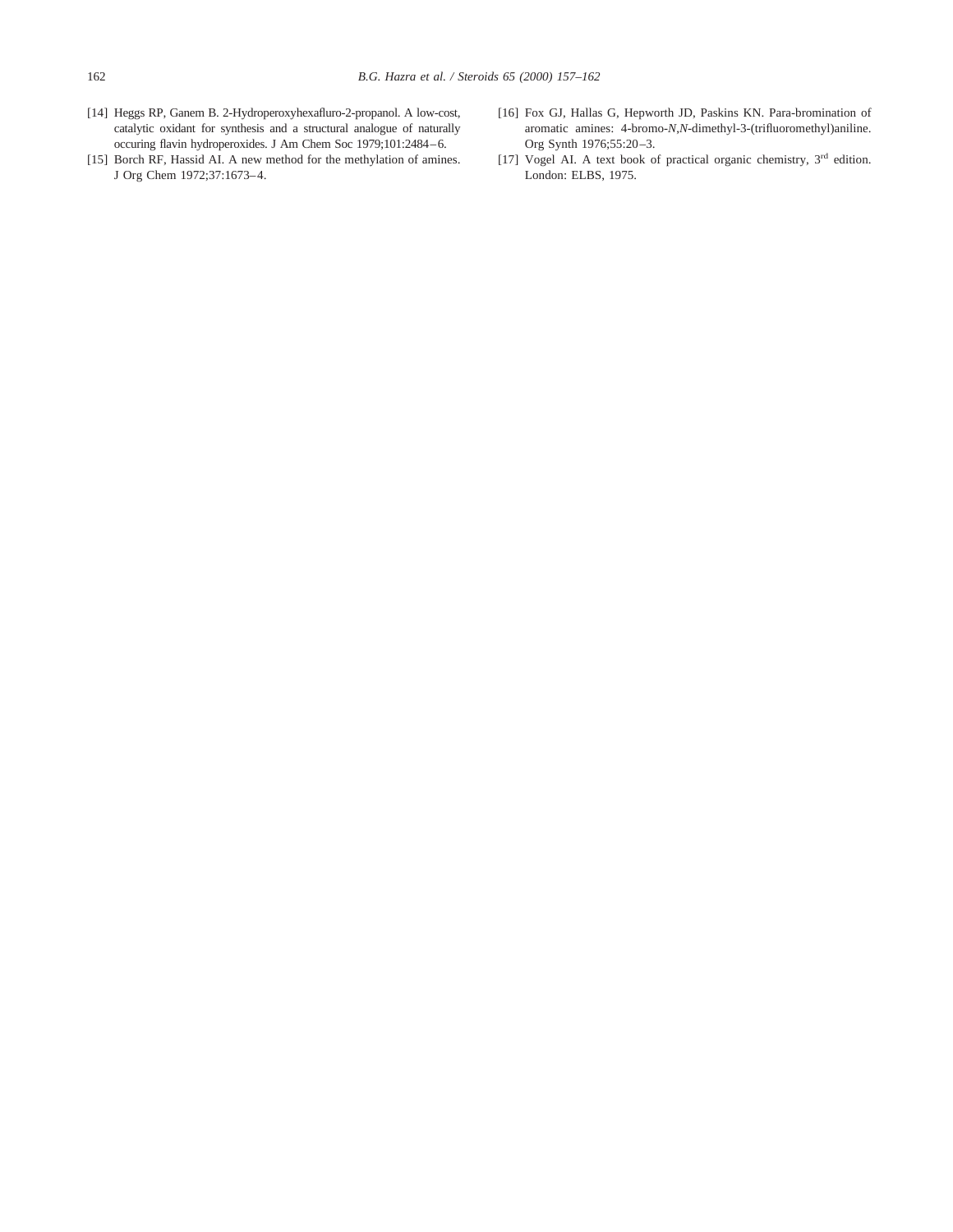[14] Heggs RP, Ganem B. 2-Hydroperoxyhexafluro-2-propanol. A low-cost, catalytic oxidant for synthesis and a structural analogue of naturally occuring flavin hydroperoxides. J Am Chem Soc 1979;101:2484–6.

[15] Borch RF, Hassid AI. A new method for the methylation of amines. J Org Chem 1972;37:1673–4.

[16] Fox GJ, Hallas G, Hepworth JD, Paskins KN. Para-bromination of aromatic amines: 4-bromo-*N*,*N*-dimethyl-3-(trifluoromethyl)aniline. Org Synth 1976;55:20–3.

[17] Vogel AI. A text book of practical organic chemistry, 3rd edition. London: ELBS, 1975.